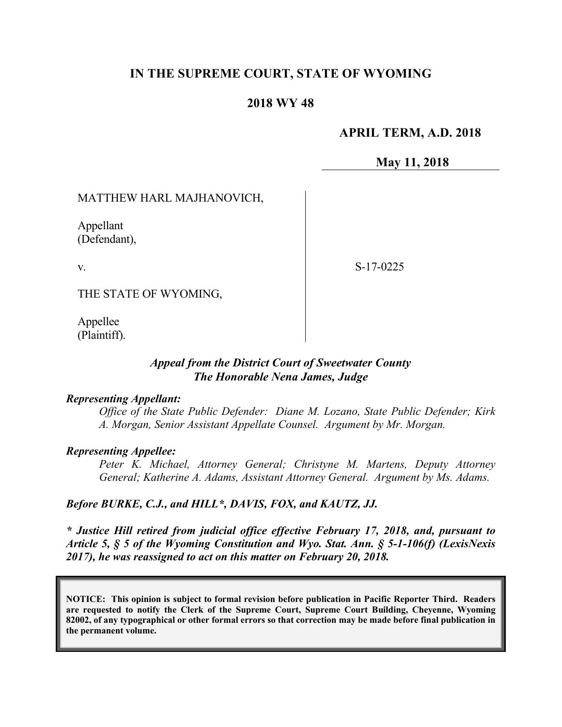# IN THE SUPREME COURT, STATE OF WYOMING

## 2018 WY 48

**APRIL TERM, A.D. 2018**

**May 11, 2018**

MATTHEW HARL MAJHANOVICH,

Appellant
(Defendant),

v.

THE STATE OF WYOMING,

Appellee
(Plaintiff).

S-17-0225

***Appeal from the District Court of Sweetwater County***
***The Honorable Nena James, Judge***

***Representing Appellant:***

*Office of the State Public Defender: Diane M. Lozano, State Public Defender; Kirk A. Morgan, Senior Assistant Appellate Counsel. Argument by Mr. Morgan.*

***Representing Appellee:***

*Peter K. Michael, Attorney General; Christyne M. Martens, Deputy Attorney General; Katherine A. Adams, Assistant Attorney General. Argument by Ms. Adams.*

***Before BURKE, C.J., and HILL\*, DAVIS, FOX, and KAUTZ, JJ.***

***\* Justice Hill retired from judicial office effective February 17, 2018, and, pursuant to Article 5, § 5 of the Wyoming Constitution and Wyo. Stat. Ann. § 5-1-106(f) (LexisNexis 2017), he was reassigned to act on this matter on February 20, 2018.***

**NOTICE: This opinion is subject to formal revision before publication in Pacific Reporter Third. Readers are requested to notify the Clerk of the Supreme Court, Supreme Court Building, Cheyenne, Wyoming 82002, of any typographical or other formal errors so that correction may be made before final publication in the permanent volume.**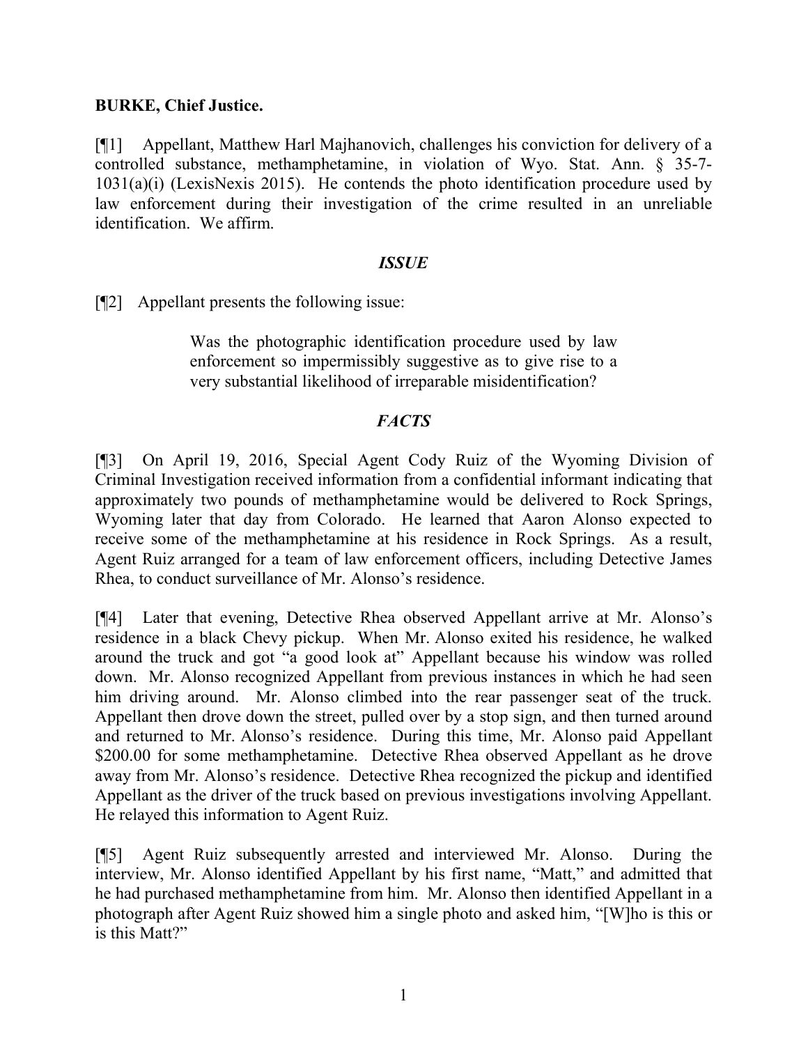**BURKE, Chief Justice.**

[¶1] Appellant, Matthew Harl Majhanovich, challenges his conviction for delivery of a controlled substance, methamphetamine, in violation of Wyo. Stat. Ann. § 35-7-1031(a)(i) (LexisNexis 2015). He contends the photo identification procedure used by law enforcement during their investigation of the crime resulted in an unreliable identification. We affirm.

### *ISSUE*

[¶2] Appellant presents the following issue:

> Was the photographic identification procedure used by law enforcement so impermissibly suggestive as to give rise to a very substantial likelihood of irreparable misidentification?

### *FACTS*

[¶3] On April 19, 2016, Special Agent Cody Ruiz of the Wyoming Division of Criminal Investigation received information from a confidential informant indicating that approximately two pounds of methamphetamine would be delivered to Rock Springs, Wyoming later that day from Colorado. He learned that Aaron Alonso expected to receive some of the methamphetamine at his residence in Rock Springs. As a result, Agent Ruiz arranged for a team of law enforcement officers, including Detective James Rhea, to conduct surveillance of Mr. Alonso's residence.

[¶4] Later that evening, Detective Rhea observed Appellant arrive at Mr. Alonso's residence in a black Chevy pickup. When Mr. Alonso exited his residence, he walked around the truck and got "a good look at" Appellant because his window was rolled down. Mr. Alonso recognized Appellant from previous instances in which he had seen him driving around. Mr. Alonso climbed into the rear passenger seat of the truck. Appellant then drove down the street, pulled over by a stop sign, and then turned around and returned to Mr. Alonso's residence. During this time, Mr. Alonso paid Appellant \$200.00 for some methamphetamine. Detective Rhea observed Appellant as he drove away from Mr. Alonso's residence. Detective Rhea recognized the pickup and identified Appellant as the driver of the truck based on previous investigations involving Appellant. He relayed this information to Agent Ruiz.

[¶5] Agent Ruiz subsequently arrested and interviewed Mr. Alonso. During the interview, Mr. Alonso identified Appellant by his first name, "Matt," and admitted that he had purchased methamphetamine from him. Mr. Alonso then identified Appellant in a photograph after Agent Ruiz showed him a single photo and asked him, "[W]ho is this or is this Matt?"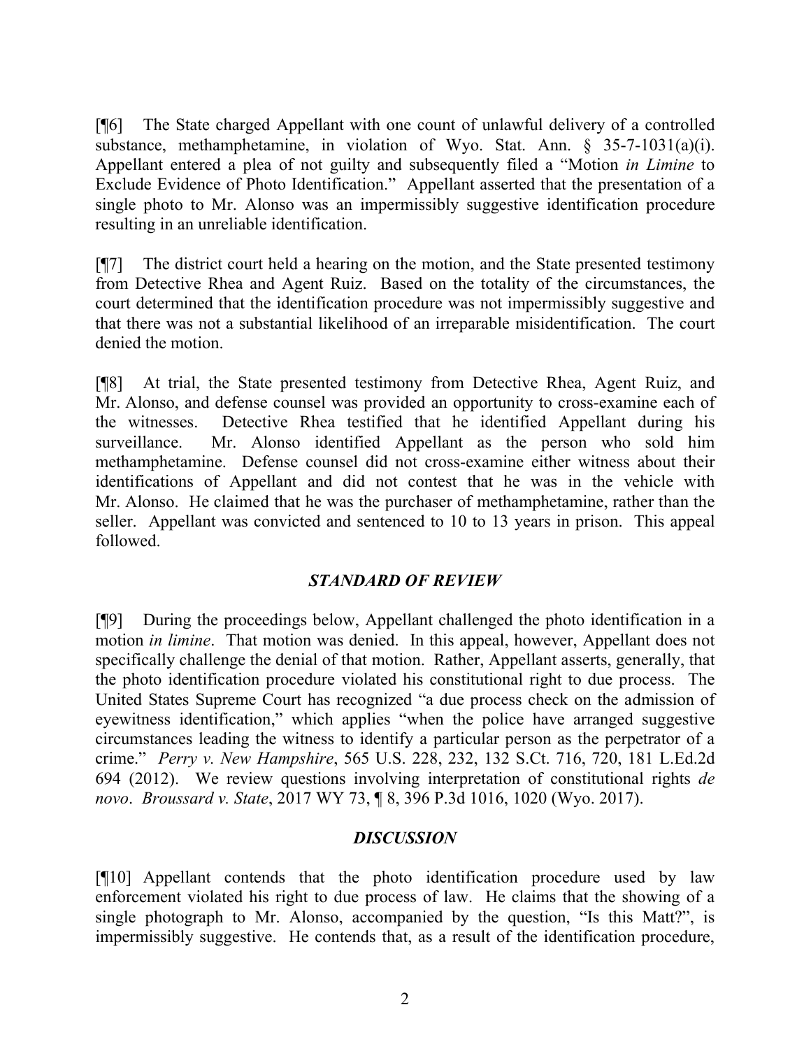[¶6] The State charged Appellant with one count of unlawful delivery of a controlled substance, methamphetamine, in violation of Wyo. Stat. Ann. § 35-7-1031(a)(i). Appellant entered a plea of not guilty and subsequently filed a "Motion *in Limine* to Exclude Evidence of Photo Identification." Appellant asserted that the presentation of a single photo to Mr. Alonso was an impermissibly suggestive identification procedure resulting in an unreliable identification.

[¶7] The district court held a hearing on the motion, and the State presented testimony from Detective Rhea and Agent Ruiz. Based on the totality of the circumstances, the court determined that the identification procedure was not impermissibly suggestive and that there was not a substantial likelihood of an irreparable misidentification. The court denied the motion.

[¶8] At trial, the State presented testimony from Detective Rhea, Agent Ruiz, and Mr. Alonso, and defense counsel was provided an opportunity to cross-examine each of the witnesses. Detective Rhea testified that he identified Appellant during his surveillance. Mr. Alonso identified Appellant as the person who sold him methamphetamine. Defense counsel did not cross-examine either witness about their identifications of Appellant and did not contest that he was in the vehicle with Mr. Alonso. He claimed that he was the purchaser of methamphetamine, rather than the seller. Appellant was convicted and sentenced to 10 to 13 years in prison. This appeal followed.

## *STANDARD OF REVIEW*

[¶9] During the proceedings below, Appellant challenged the photo identification in a motion *in limine*. That motion was denied. In this appeal, however, Appellant does not specifically challenge the denial of that motion. Rather, Appellant asserts, generally, that the photo identification procedure violated his constitutional right to due process. The United States Supreme Court has recognized "a due process check on the admission of eyewitness identification," which applies "when the police have arranged suggestive circumstances leading the witness to identify a particular person as the perpetrator of a crime." *Perry v. New Hampshire*, 565 U.S. 228, 232, 132 S.Ct. 716, 720, 181 L.Ed.2d 694 (2012). We review questions involving interpretation of constitutional rights *de novo*. *Broussard v. State*, 2017 WY 73, ¶ 8, 396 P.3d 1016, 1020 (Wyo. 2017).

## *DISCUSSION*

[¶10] Appellant contends that the photo identification procedure used by law enforcement violated his right to due process of law. He claims that the showing of a single photograph to Mr. Alonso, accompanied by the question, "Is this Matt?", is impermissibly suggestive. He contends that, as a result of the identification procedure,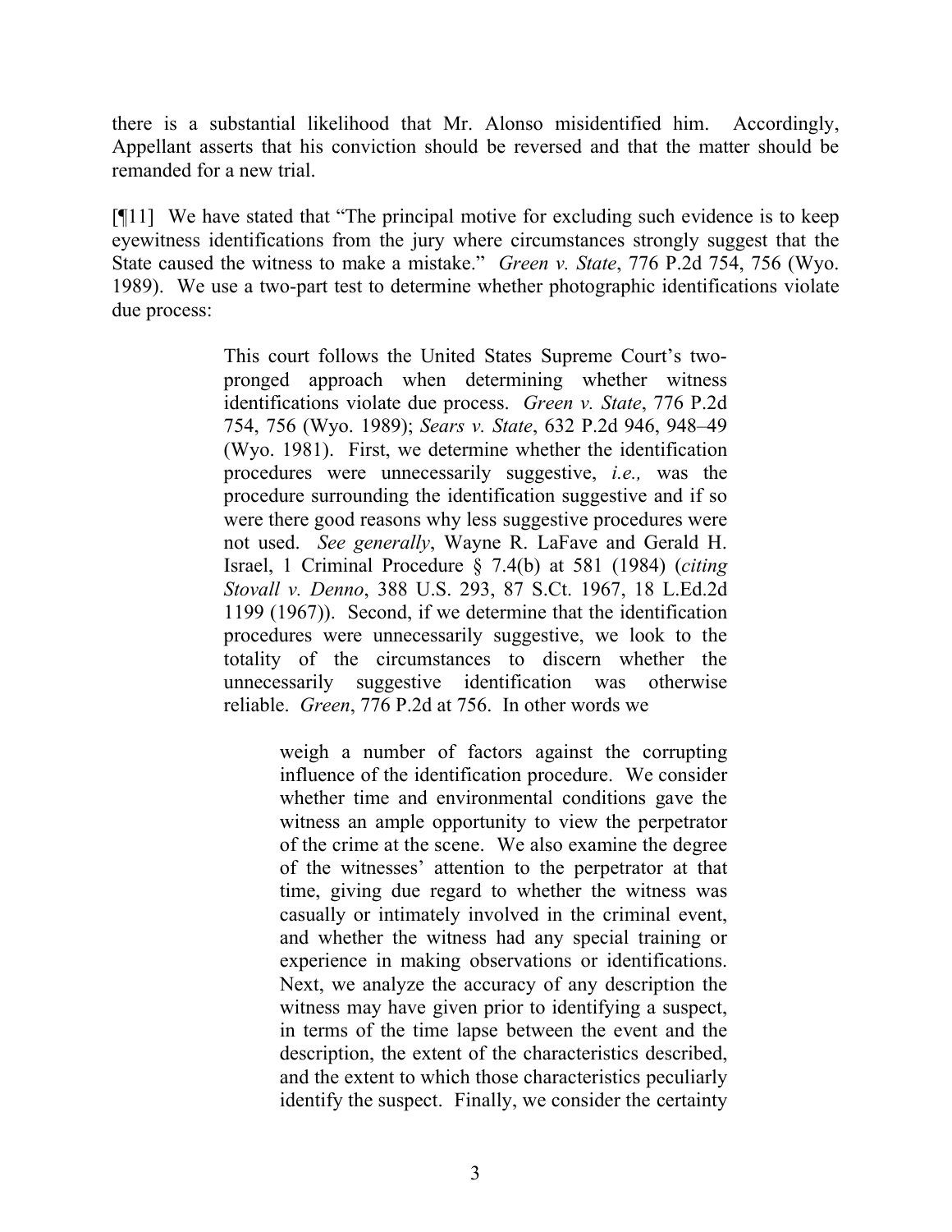there is a substantial likelihood that Mr. Alonso misidentified him. Accordingly, Appellant asserts that his conviction should be reversed and that the matter should be remanded for a new trial.

[¶11] We have stated that "The principal motive for excluding such evidence is to keep eyewitness identifications from the jury where circumstances strongly suggest that the State caused the witness to make a mistake." *Green v. State*, 776 P.2d 754, 756 (Wyo. 1989). We use a two-part test to determine whether photographic identifications violate due process:

> This court follows the United States Supreme Court's two-pronged approach when determining whether witness identifications violate due process. *Green v. State*, 776 P.2d 754, 756 (Wyo. 1989); *Sears v. State*, 632 P.2d 946, 948–49 (Wyo. 1981). First, we determine whether the identification procedures were unnecessarily suggestive, *i.e.,* was the procedure surrounding the identification suggestive and if so were there good reasons why less suggestive procedures were not used. *See generally*, Wayne R. LaFave and Gerald H. Israel, 1 Criminal Procedure § 7.4(b) at 581 (1984) (*citing Stovall v. Denno*, 388 U.S. 293, 87 S.Ct. 1967, 18 L.Ed.2d 1199 (1967)). Second, if we determine that the identification procedures were unnecessarily suggestive, we look to the totality of the circumstances to discern whether the unnecessarily suggestive identification was otherwise reliable. *Green*, 776 P.2d at 756. In other words we
>
>> weigh a number of factors against the corrupting influence of the identification procedure. We consider whether time and environmental conditions gave the witness an ample opportunity to view the perpetrator of the crime at the scene. We also examine the degree of the witnesses' attention to the perpetrator at that time, giving due regard to whether the witness was casually or intimately involved in the criminal event, and whether the witness had any special training or experience in making observations or identifications. Next, we analyze the accuracy of any description the witness may have given prior to identifying a suspect, in terms of the time lapse between the event and the description, the extent of the characteristics described, and the extent to which those characteristics peculiarly identify the suspect. Finally, we consider the certainty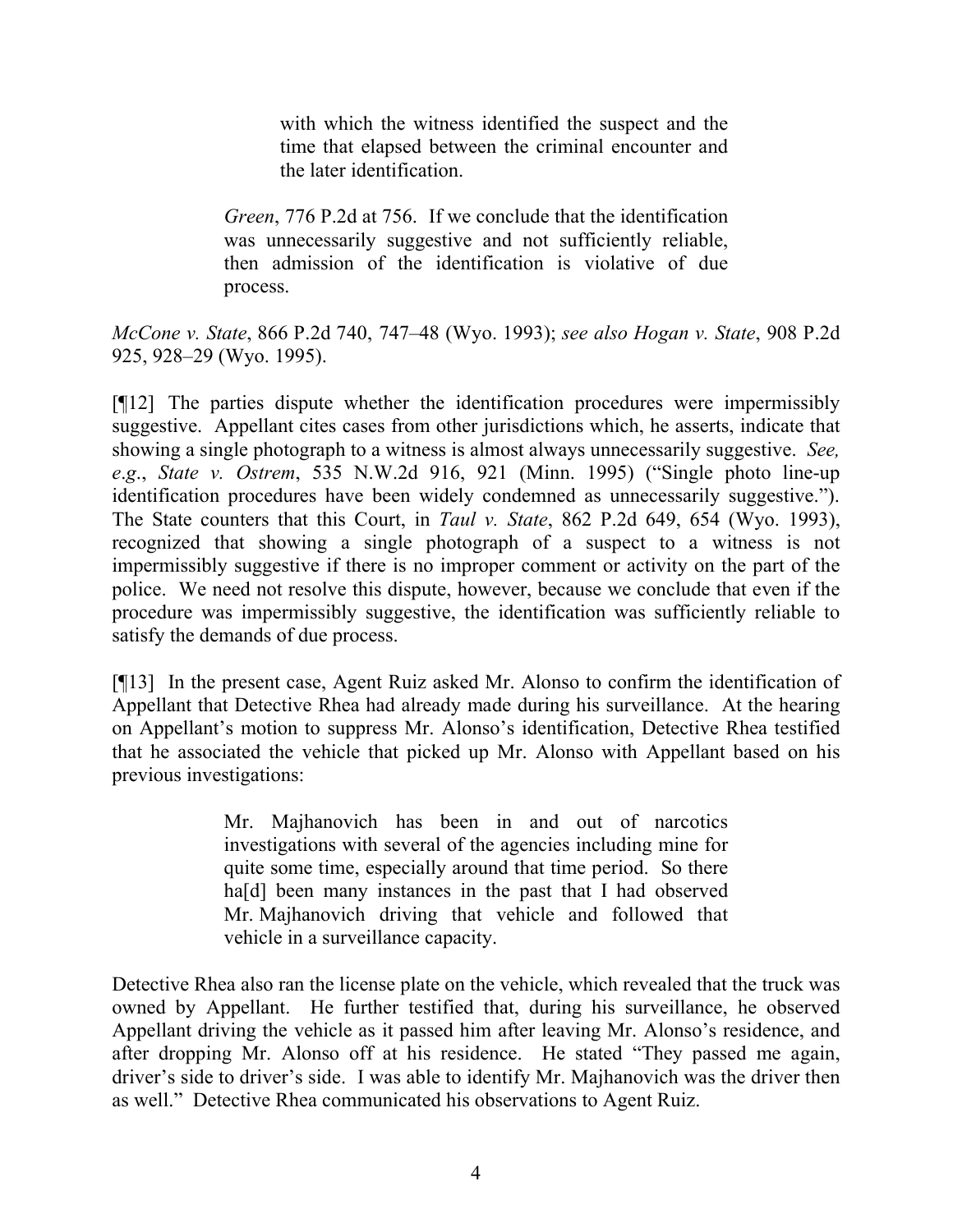> with which the witness identified the suspect and the time that elapsed between the criminal encounter and the later identification.
>
> *Green*, 776 P.2d at 756. If we conclude that the identification was unnecessarily suggestive and not sufficiently reliable, then admission of the identification is violative of due process.

*McCone v. State*, 866 P.2d 740, 747–48 (Wyo. 1993); *see also Hogan v. State*, 908 P.2d 925, 928–29 (Wyo. 1995).

[¶12] The parties dispute whether the identification procedures were impermissibly suggestive. Appellant cites cases from other jurisdictions which, he asserts, indicate that showing a single photograph to a witness is almost always unnecessarily suggestive. *See, e.g.*, *State v. Ostrem*, 535 N.W.2d 916, 921 (Minn. 1995) ("Single photo line-up identification procedures have been widely condemned as unnecessarily suggestive."). The State counters that this Court, in *Taul v. State*, 862 P.2d 649, 654 (Wyo. 1993), recognized that showing a single photograph of a suspect to a witness is not impermissibly suggestive if there is no improper comment or activity on the part of the police. We need not resolve this dispute, however, because we conclude that even if the procedure was impermissibly suggestive, the identification was sufficiently reliable to satisfy the demands of due process.

[¶13] In the present case, Agent Ruiz asked Mr. Alonso to confirm the identification of Appellant that Detective Rhea had already made during his surveillance. At the hearing on Appellant's motion to suppress Mr. Alonso's identification, Detective Rhea testified that he associated the vehicle that picked up Mr. Alonso with Appellant based on his previous investigations:

> Mr. Majhanovich has been in and out of narcotics investigations with several of the agencies including mine for quite some time, especially around that time period. So there ha[d] been many instances in the past that I had observed Mr. Majhanovich driving that vehicle and followed that vehicle in a surveillance capacity.

Detective Rhea also ran the license plate on the vehicle, which revealed that the truck was owned by Appellant. He further testified that, during his surveillance, he observed Appellant driving the vehicle as it passed him after leaving Mr. Alonso's residence, and after dropping Mr. Alonso off at his residence. He stated "They passed me again, driver's side to driver's side. I was able to identify Mr. Majhanovich was the driver then as well." Detective Rhea communicated his observations to Agent Ruiz.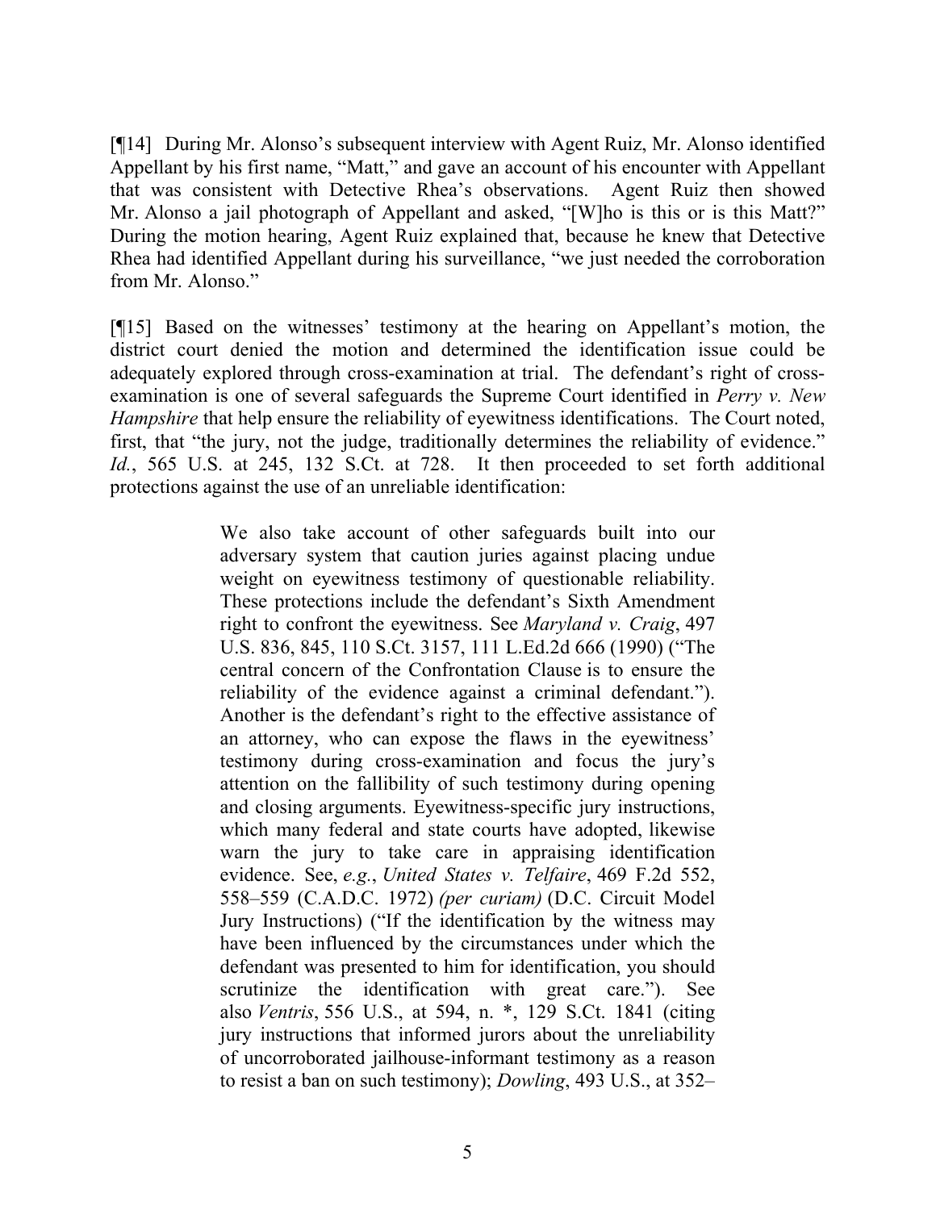[¶14] During Mr. Alonso's subsequent interview with Agent Ruiz, Mr. Alonso identified Appellant by his first name, "Matt," and gave an account of his encounter with Appellant that was consistent with Detective Rhea's observations. Agent Ruiz then showed Mr. Alonso a jail photograph of Appellant and asked, "[W]ho is this or is this Matt?" During the motion hearing, Agent Ruiz explained that, because he knew that Detective Rhea had identified Appellant during his surveillance, "we just needed the corroboration from Mr. Alonso."

[¶15] Based on the witnesses' testimony at the hearing on Appellant's motion, the district court denied the motion and determined the identification issue could be adequately explored through cross-examination at trial. The defendant's right of cross-examination is one of several safeguards the Supreme Court identified in *Perry v. New Hampshire* that help ensure the reliability of eyewitness identifications. The Court noted, first, that "the jury, not the judge, traditionally determines the reliability of evidence." *Id.*, 565 U.S. at 245, 132 S.Ct. at 728. It then proceeded to set forth additional protections against the use of an unreliable identification:

> We also take account of other safeguards built into our adversary system that caution juries against placing undue weight on eyewitness testimony of questionable reliability. These protections include the defendant's Sixth Amendment right to confront the eyewitness. See *Maryland v. Craig*, 497 U.S. 836, 845, 110 S.Ct. 3157, 111 L.Ed.2d 666 (1990) ("The central concern of the Confrontation Clause is to ensure the reliability of the evidence against a criminal defendant."). Another is the defendant's right to the effective assistance of an attorney, who can expose the flaws in the eyewitness' testimony during cross-examination and focus the jury's attention on the fallibility of such testimony during opening and closing arguments. Eyewitness-specific jury instructions, which many federal and state courts have adopted, likewise warn the jury to take care in appraising identification evidence. See, *e.g.*, *United States v. Telfaire*, 469 F.2d 552, 558–559 (C.A.D.C. 1972) *(per curiam)* (D.C. Circuit Model Jury Instructions) ("If the identification by the witness may have been influenced by the circumstances under which the defendant was presented to him for identification, you should scrutinize the identification with great care."). See also *Ventris*, 556 U.S., at 594, n. *, 129 S.Ct. 1841 (citing jury instructions that informed jurors about the unreliability of uncorroborated jailhouse-informant testimony as a reason to resist a ban on such testimony); *Dowling*, 493 U.S., at 352–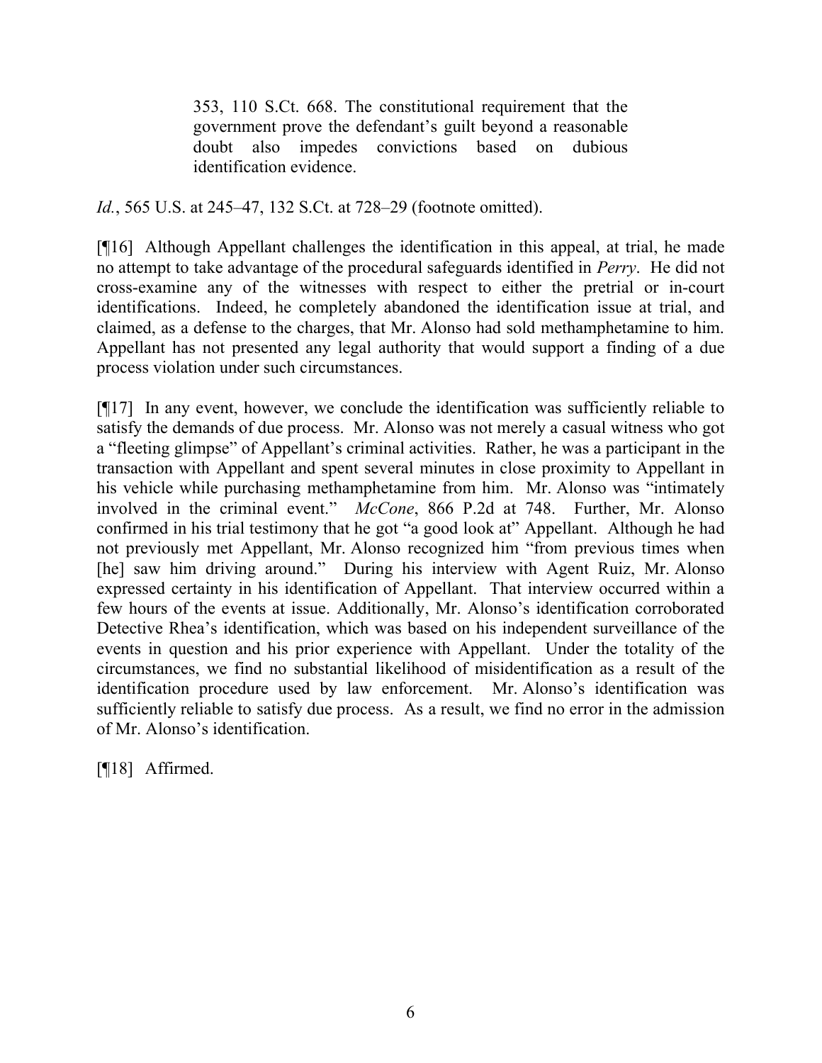> 353, 110 S.Ct. 668. The constitutional requirement that the government prove the defendant's guilt beyond a reasonable doubt also impedes convictions based on dubious identification evidence.

*Id.*, 565 U.S. at 245–47, 132 S.Ct. at 728–29 (footnote omitted).

[¶16] Although Appellant challenges the identification in this appeal, at trial, he made no attempt to take advantage of the procedural safeguards identified in *Perry*. He did not cross-examine any of the witnesses with respect to either the pretrial or in-court identifications. Indeed, he completely abandoned the identification issue at trial, and claimed, as a defense to the charges, that Mr. Alonso had sold methamphetamine to him. Appellant has not presented any legal authority that would support a finding of a due process violation under such circumstances.

[¶17] In any event, however, we conclude the identification was sufficiently reliable to satisfy the demands of due process. Mr. Alonso was not merely a casual witness who got a "fleeting glimpse" of Appellant's criminal activities. Rather, he was a participant in the transaction with Appellant and spent several minutes in close proximity to Appellant in his vehicle while purchasing methamphetamine from him. Mr. Alonso was "intimately involved in the criminal event." *McCone*, 866 P.2d at 748. Further, Mr. Alonso confirmed in his trial testimony that he got "a good look at" Appellant. Although he had not previously met Appellant, Mr. Alonso recognized him "from previous times when [he] saw him driving around." During his interview with Agent Ruiz, Mr. Alonso expressed certainty in his identification of Appellant. That interview occurred within a few hours of the events at issue. Additionally, Mr. Alonso's identification corroborated Detective Rhea's identification, which was based on his independent surveillance of the events in question and his prior experience with Appellant. Under the totality of the circumstances, we find no substantial likelihood of misidentification as a result of the identification procedure used by law enforcement. Mr. Alonso's identification was sufficiently reliable to satisfy due process. As a result, we find no error in the admission of Mr. Alonso's identification.

[¶18] Affirmed.